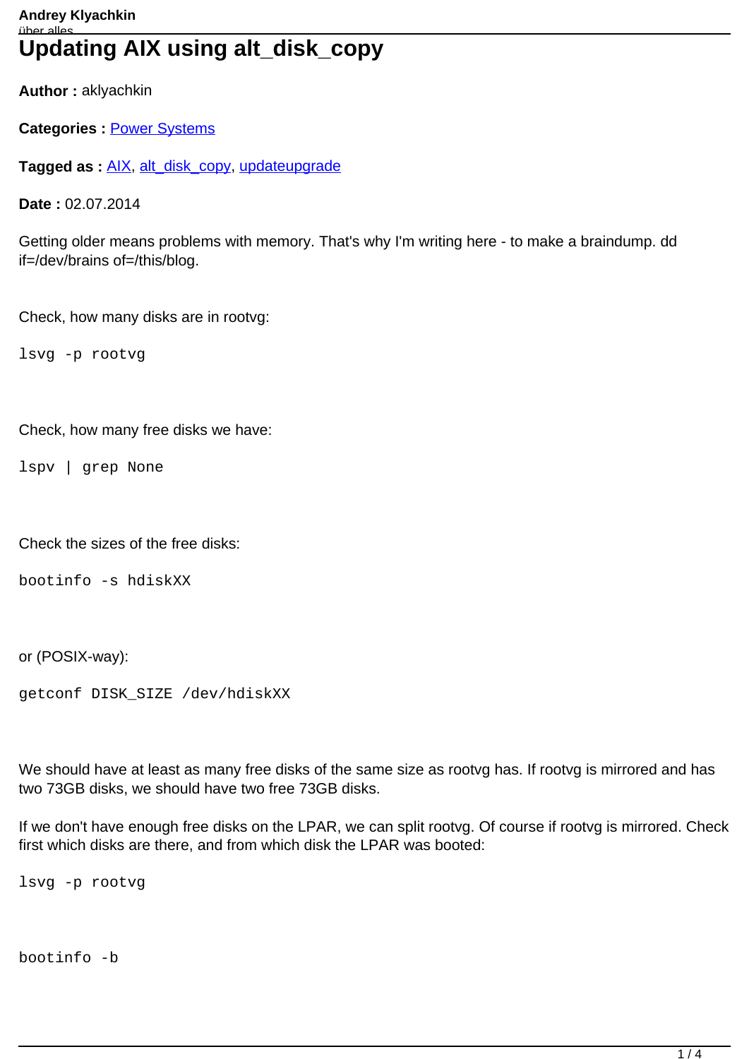# Updating AIX using alt_disk_copy

**Author :** aklyachkin

**Categories :** Power Systems

**Tagged as :** AIX, alt_disk_copy, updateupgrade

**Date :** 02.07.2014

Getting older means problems with memory. That's why I'm writing here - to make a braindump. dd if=/dev/brains of=/this/blog.

Check, how many disks are in rootvg:

```
lsvg -p rootvg
```

Check, how many free disks we have:

```
lspv | grep None
```

Check the sizes of the free disks:

```
bootinfo -s hdiskXX
```

or (POSIX-way):

```
getconf DISK_SIZE /dev/hdiskXX
```

We should have at least as many free disks of the same size as rootvg has. If rootvg is mirrored and has two 73GB disks, we should have two free 73GB disks.

If we don't have enough free disks on the LPAR, we can split rootvg. Of course if rootvg is mirrored. Check first which disks are there, and from which disk the LPAR was booted:

```
lsvg -p rootvg
```

```
bootinfo -b
```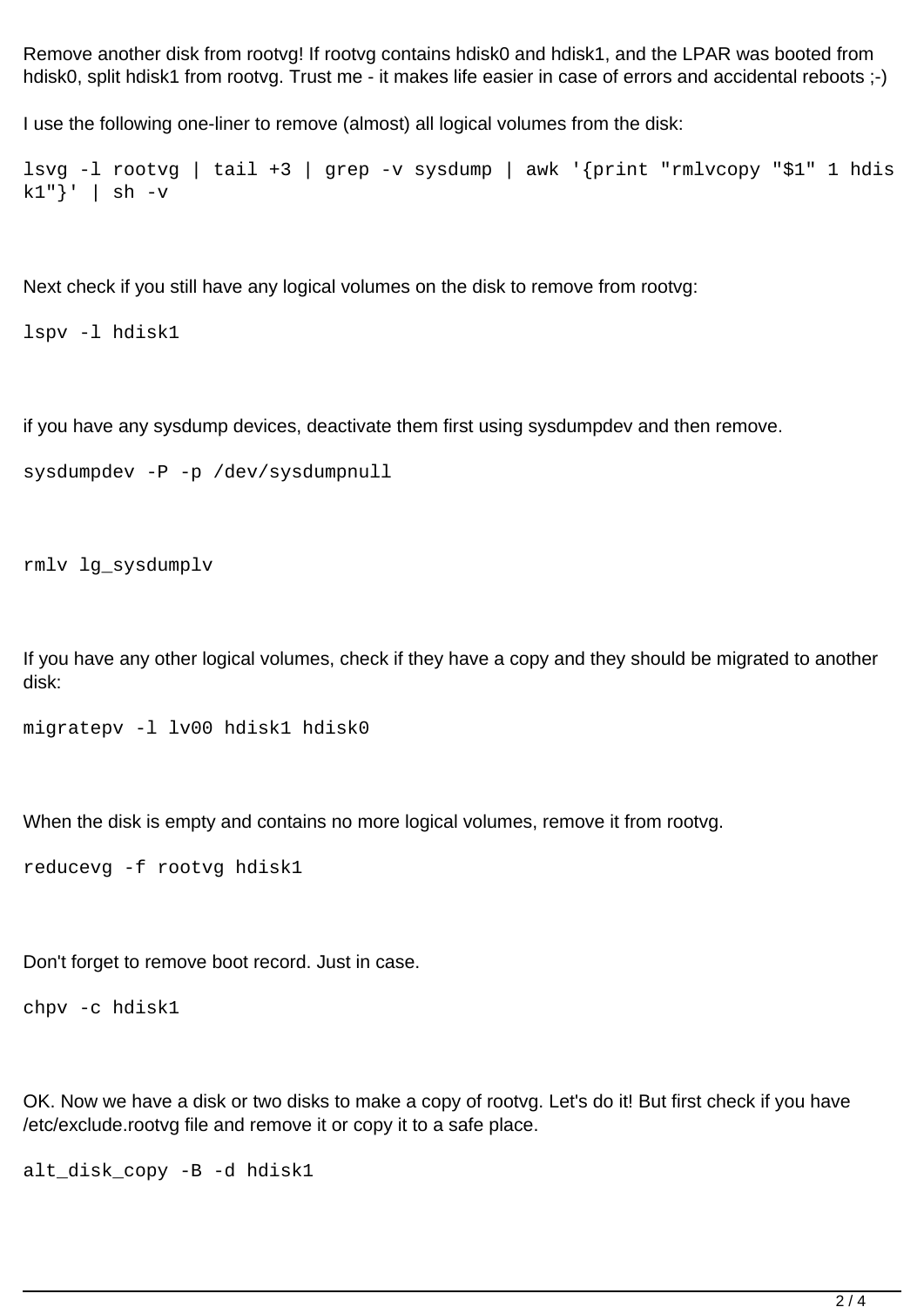Remove another disk from rootvg! If rootvg contains hdisk0 and hdisk1, and the LPAR was booted from hdisk0, split hdisk1 from rootvg. Trust me - it makes life easier in case of errors and accidental reboots ;-)

I use the following one-liner to remove (almost) all logical volumes from the disk:

```
lsvg -l rootvg | tail +3 | grep -v sysdump | awk '{print "rmlvcopy "$1" 1 hdisk1"}' | sh -v
```

Next check if you still have any logical volumes on the disk to remove from rootvg:

```
lspv -l hdisk1
```

if you have any sysdump devices, deactivate them first using sysdumpdev and then remove.

```
sysdumpdev -P -p /dev/sysdumpnull
```

```
rmlv lg_sysdumplv
```

If you have any other logical volumes, check if they have a copy and they should be migrated to another disk:

```
migratepv -l lv00 hdisk1 hdisk0
```

When the disk is empty and contains no more logical volumes, remove it from rootvg.

```
reducevg -f rootvg hdisk1
```

Don't forget to remove boot record. Just in case.

```
chpv -c hdisk1
```

OK. Now we have a disk or two disks to make a copy of rootvg. Let's do it! But first check if you have /etc/exclude.rootvg file and remove it or copy it to a safe place.

```
alt_disk_copy -B -d hdisk1
```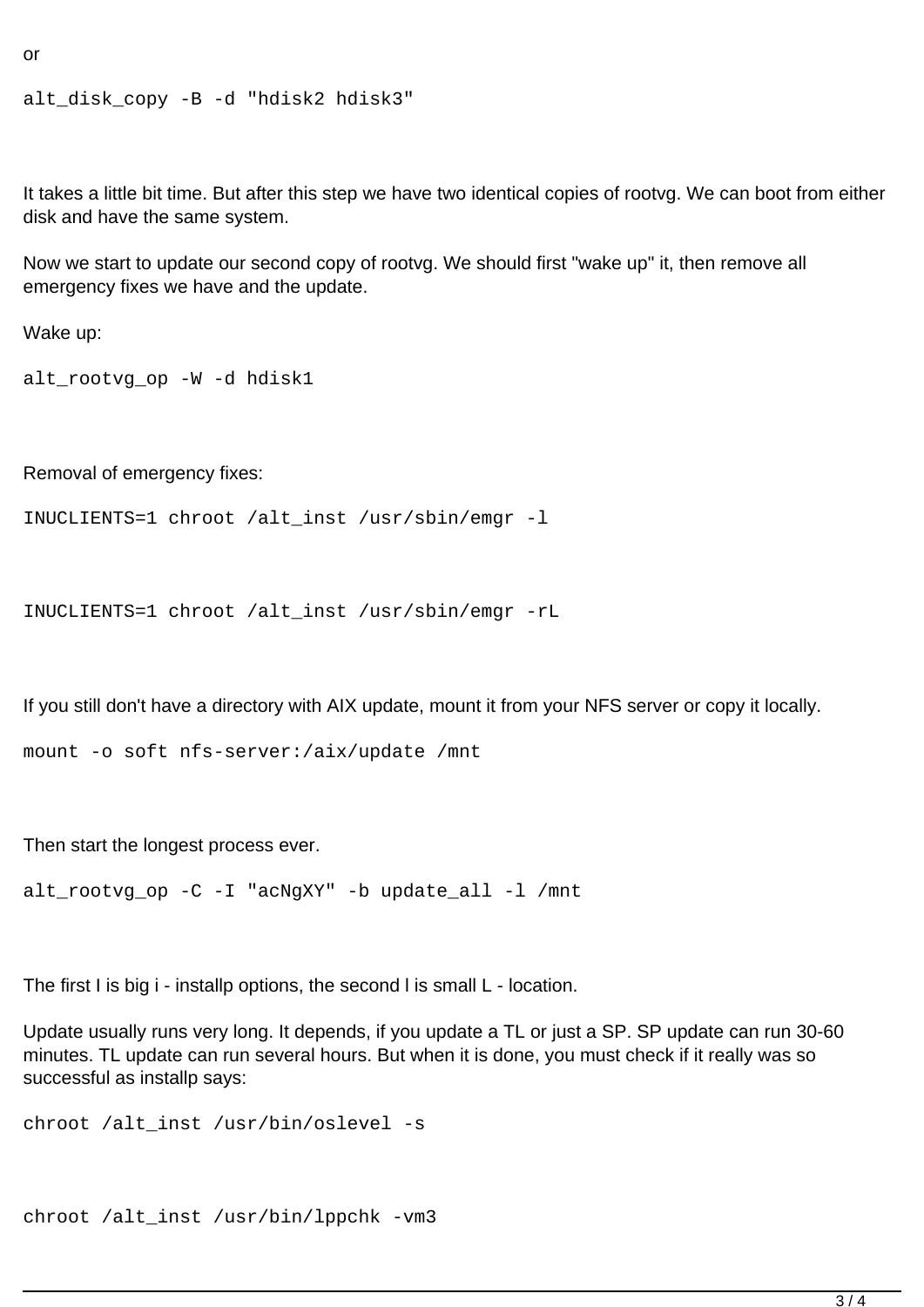or

```
alt_disk_copy -B -d "hdisk2 hdisk3"
```

It takes a little bit time. But after this step we have two identical copies of rootvg. We can boot from either disk and have the same system.

Now we start to update our second copy of rootvg. We should first "wake up" it, then remove all emergency fixes we have and the update.

Wake up:

```
alt_rootvg_op -W -d hdisk1
```

Removal of emergency fixes:

```
INUCLIENTS=1 chroot /alt_inst /usr/sbin/emgr -l
```

```
INUCLIENTS=1 chroot /alt_inst /usr/sbin/emgr -rL
```

If you still don't have a directory with AIX update, mount it from your NFS server or copy it locally.

```
mount -o soft nfs-server:/aix/update /mnt
```

Then start the longest process ever.

```
alt_rootvg_op -C -I "acNgXY" -b update_all -l /mnt
```

The first I is big i - installp options, the second l is small L - location.

Update usually runs very long. It depends, if you update a TL or just a SP. SP update can run 30-60 minutes. TL update can run several hours. But when it is done, you must check if it really was so successful as installp says:

```
chroot /alt_inst /usr/bin/oslevel -s
```

```
chroot /alt_inst /usr/bin/lppchk -vm3
```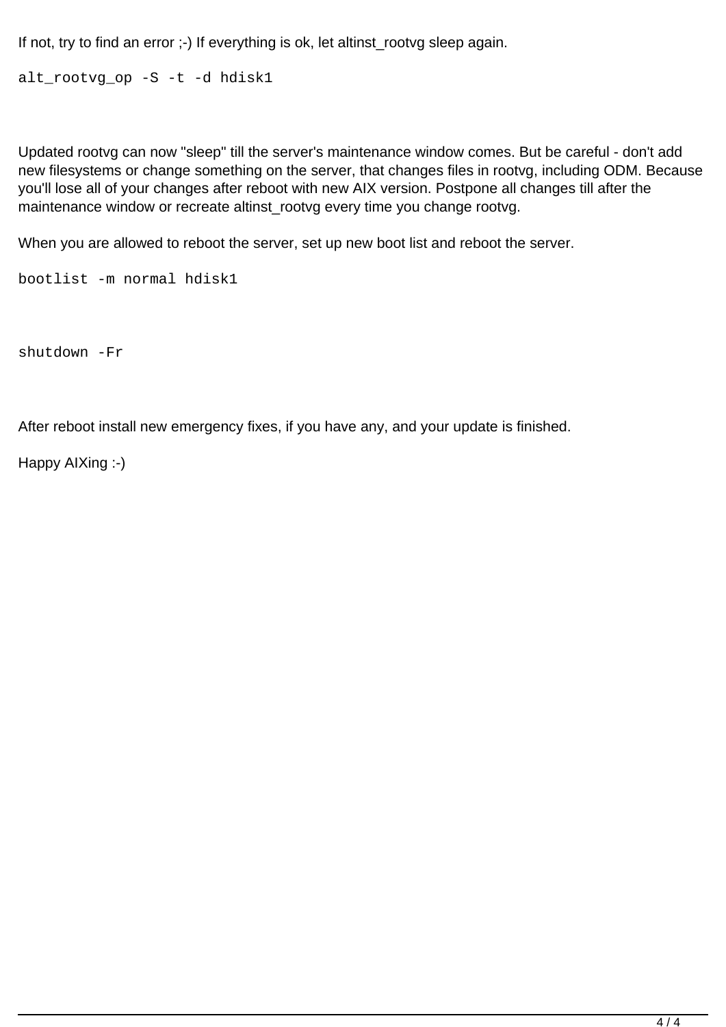If not, try to find an error ;-) If everything is ok, let altinst_rootvg sleep again.

```
alt_rootvg_op -S -t -d hdisk1
```

Updated rootvg can now "sleep" till the server's maintenance window comes. But be careful - don't add new filesystems or change something on the server, that changes files in rootvg, including ODM. Because you'll lose all of your changes after reboot with new AIX version. Postpone all changes till after the maintenance window or recreate altinst_rootvg every time you change rootvg.

When you are allowed to reboot the server, set up new boot list and reboot the server.

```
bootlist -m normal hdisk1
```

```
shutdown -Fr
```

After reboot install new emergency fixes, if you have any, and your update is finished.

Happy AIXing :-)